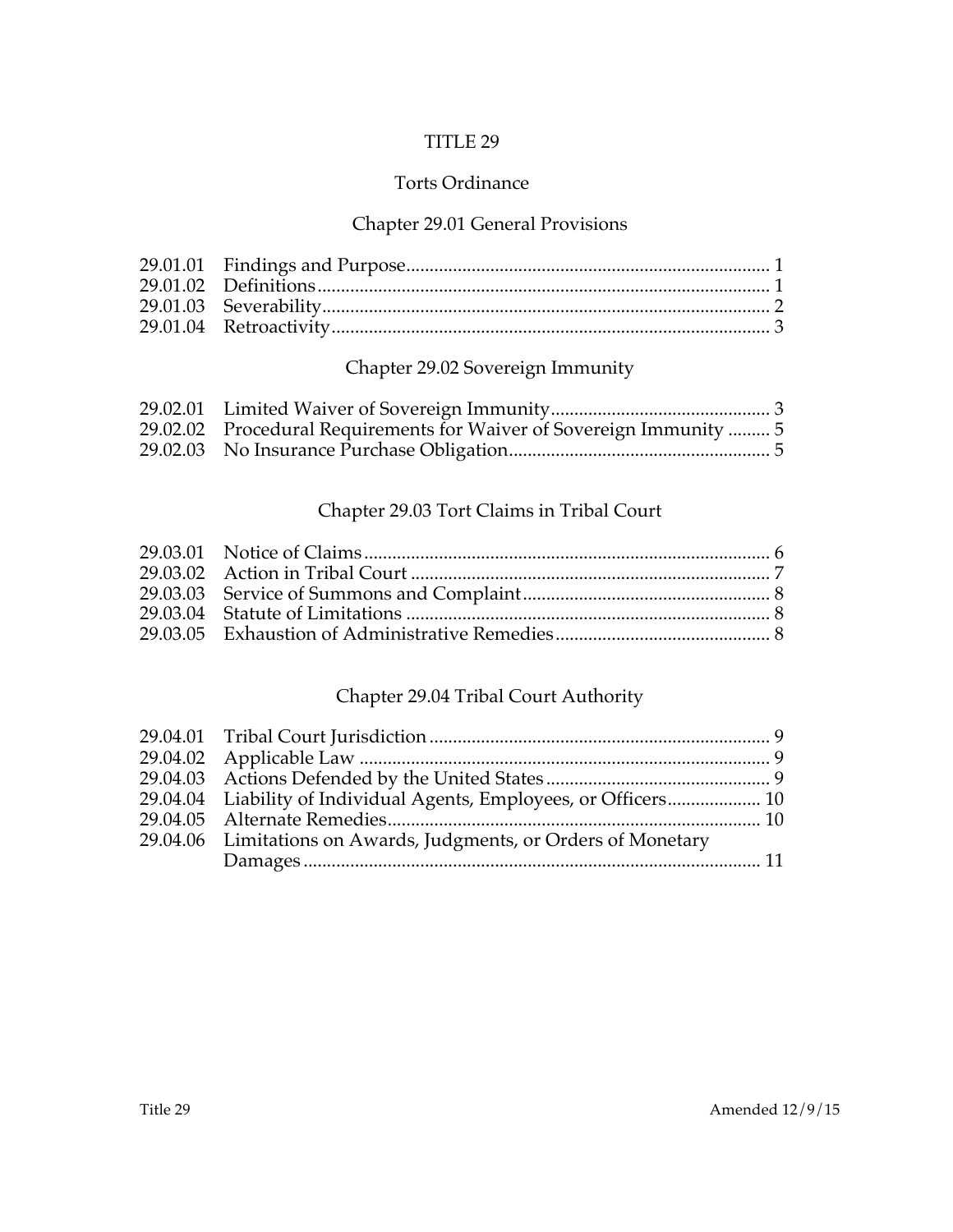# TITLE 29

## Torts Ordinance

### Chapter 29.01 General Provisions

29.01.01 Findings and Purpose........................................................................... 1
29.01.02 Definitions............................................................................................. 1
29.01.03 Severability............................................................................................ 2
29.01.04 Retroactivity.......................................................................................... 3

### Chapter 29.02 Sovereign Immunity

29.02.01 Limited Waiver of Sovereign Immunity............................................. 3
29.02.02 Procedural Requirements for Waiver of Sovereign Immunity ......... 5
29.02.03 No Insurance Purchase Obligation...................................................... 5

### Chapter 29.03 Tort Claims in Tribal Court

29.03.01 Notice of Claims..................................................................................... 6
29.03.02 Action in Tribal Court ........................................................................... 7
29.03.03 Service of Summons and Complaint.................................................... 8
29.03.04 Statute of Limitations ............................................................................ 8
29.03.05 Exhaustion of Administrative Remedies............................................. 8

### Chapter 29.04 Tribal Court Authority

29.04.01 Tribal Court Jurisdiction....................................................................... 9
29.04.02 Applicable Law ...................................................................................... 9
29.04.03 Actions Defended by the United States............................................... 9
29.04.04 Liability of Individual Agents, Employees, or Officers.................... 10
29.04.05 Alternate Remedies............................................................................... 10
29.04.06 Limitations on Awards, Judgments, or Orders of Monetary Damages................................................................................................ 11

Title 29 Amended 12/9/15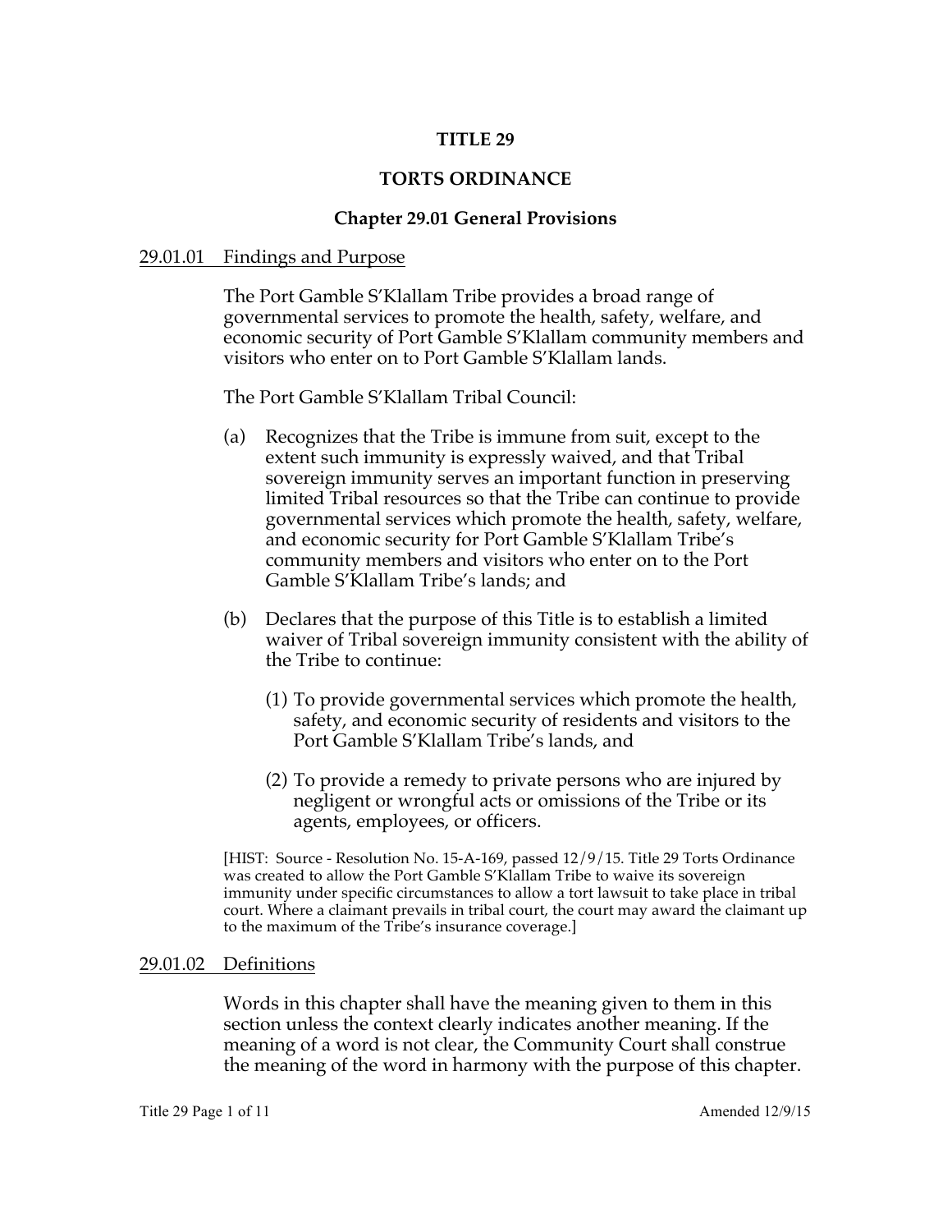# TITLE 29

# TORTS ORDINANCE

## Chapter 29.01 General Provisions

### 29.01.01 Findings and Purpose

The Port Gamble S'Klallam Tribe provides a broad range of governmental services to promote the health, safety, welfare, and economic security of Port Gamble S'Klallam community members and visitors who enter on to Port Gamble S'Klallam lands.

The Port Gamble S'Klallam Tribal Council:

(a) Recognizes that the Tribe is immune from suit, except to the extent such immunity is expressly waived, and that Tribal sovereign immunity serves an important function in preserving limited Tribal resources so that the Tribe can continue to provide governmental services which promote the health, safety, welfare, and economic security for Port Gamble S'Klallam Tribe's community members and visitors who enter on to the Port Gamble S'Klallam Tribe's lands; and

(b) Declares that the purpose of this Title is to establish a limited waiver of Tribal sovereign immunity consistent with the ability of the Tribe to continue:

(1) To provide governmental services which promote the health, safety, and economic security of residents and visitors to the Port Gamble S'Klallam Tribe's lands, and

(2) To provide a remedy to private persons who are injured by negligent or wrongful acts or omissions of the Tribe or its agents, employees, or officers.

[HIST: Source - Resolution No. 15-A-169, passed 12/9/15. Title 29 Torts Ordinance was created to allow the Port Gamble S'Klallam Tribe to waive its sovereign immunity under specific circumstances to allow a tort lawsuit to take place in tribal court. Where a claimant prevails in tribal court, the court may award the claimant up to the maximum of the Tribe's insurance coverage.]

### 29.01.02 Definitions

Words in this chapter shall have the meaning given to them in this section unless the context clearly indicates another meaning. If the meaning of a word is not clear, the Community Court shall construe the meaning of the word in harmony with the purpose of this chapter.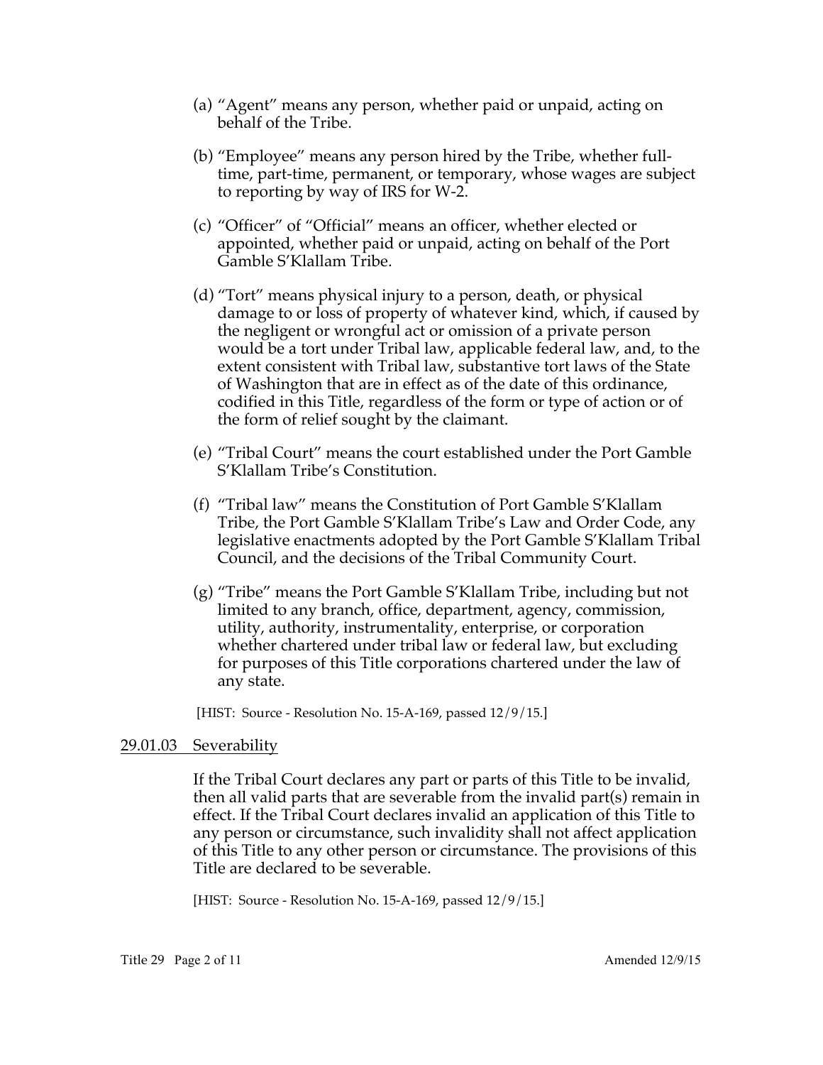(a) "Agent" means any person, whether paid or unpaid, acting on behalf of the Tribe.

(b) "Employee" means any person hired by the Tribe, whether full-time, part-time, permanent, or temporary, whose wages are subject to reporting by way of IRS for W-2.

(c) "Officer" of "Official" means an officer, whether elected or appointed, whether paid or unpaid, acting on behalf of the Port Gamble S'Klallam Tribe.

(d) "Tort" means physical injury to a person, death, or physical damage to or loss of property of whatever kind, which, if caused by the negligent or wrongful act or omission of a private person would be a tort under Tribal law, applicable federal law, and, to the extent consistent with Tribal law, substantive tort laws of the State of Washington that are in effect as of the date of this ordinance, codified in this Title, regardless of the form or type of action or of the form of relief sought by the claimant.

(e) "Tribal Court" means the court established under the Port Gamble S'Klallam Tribe's Constitution.

(f) "Tribal law" means the Constitution of Port Gamble S'Klallam Tribe, the Port Gamble S'Klallam Tribe's Law and Order Code, any legislative enactments adopted by the Port Gamble S'Klallam Tribal Council, and the decisions of the Tribal Community Court.

(g) "Tribe" means the Port Gamble S'Klallam Tribe, including but not limited to any branch, office, department, agency, commission, utility, authority, instrumentality, enterprise, or corporation whether chartered under tribal law or federal law, but excluding for purposes of this Title corporations chartered under the law of any state.

[HIST: Source - Resolution No. 15-A-169, passed 12/9/15.]

## 29.01.03 Severability

If the Tribal Court declares any part or parts of this Title to be invalid, then all valid parts that are severable from the invalid part(s) remain in effect. If the Tribal Court declares invalid an application of this Title to any person or circumstance, such invalidity shall not affect application of this Title to any other person or circumstance. The provisions of this Title are declared to be severable.

[HIST: Source - Resolution No. 15-A-169, passed 12/9/15.]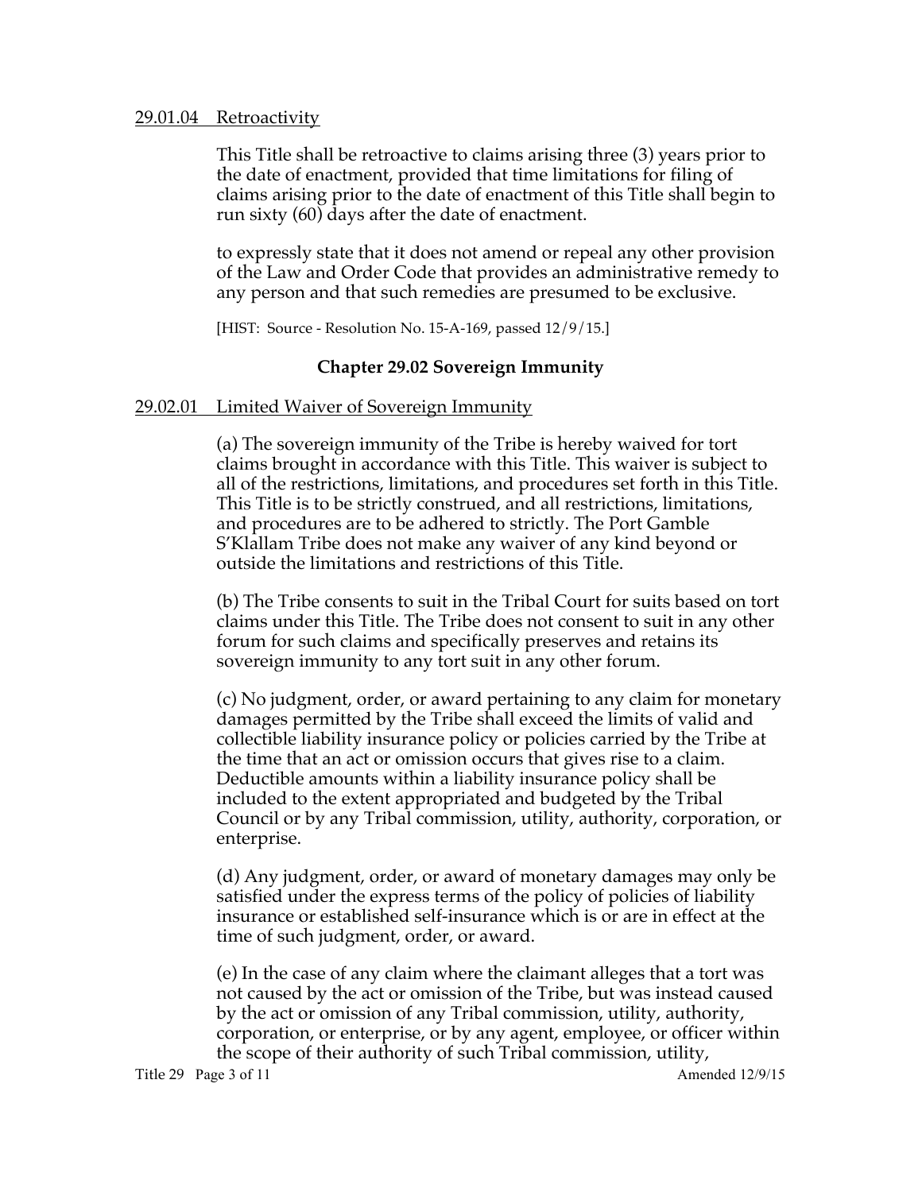### 29.01.04 Retroactivity

This Title shall be retroactive to claims arising three (3) years prior to the date of enactment, provided that time limitations for filing of claims arising prior to the date of enactment of this Title shall begin to run sixty (60) days after the date of enactment.

to expressly state that it does not amend or repeal any other provision of the Law and Order Code that provides an administrative remedy to any person and that such remedies are presumed to be exclusive.

[HIST: Source - Resolution No. 15-A-169, passed 12/9/15.]

## Chapter 29.02 Sovereign Immunity

### 29.02.01 Limited Waiver of Sovereign Immunity

(a) The sovereign immunity of the Tribe is hereby waived for tort claims brought in accordance with this Title. This waiver is subject to all of the restrictions, limitations, and procedures set forth in this Title. This Title is to be strictly construed, and all restrictions, limitations, and procedures are to be adhered to strictly. The Port Gamble S'Klallam Tribe does not make any waiver of any kind beyond or outside the limitations and restrictions of this Title.

(b) The Tribe consents to suit in the Tribal Court for suits based on tort claims under this Title. The Tribe does not consent to suit in any other forum for such claims and specifically preserves and retains its sovereign immunity to any tort suit in any other forum.

(c) No judgment, order, or award pertaining to any claim for monetary damages permitted by the Tribe shall exceed the limits of valid and collectible liability insurance policy or policies carried by the Tribe at the time that an act or omission occurs that gives rise to a claim. Deductible amounts within a liability insurance policy shall be included to the extent appropriated and budgeted by the Tribal Council or by any Tribal commission, utility, authority, corporation, or enterprise.

(d) Any judgment, order, or award of monetary damages may only be satisfied under the express terms of the policy of policies of liability insurance or established self-insurance which is or are in effect at the time of such judgment, order, or award.

(e) In the case of any claim where the claimant alleges that a tort was not caused by the act or omission of the Tribe, but was instead caused by the act or omission of any Tribal commission, utility, authority, corporation, or enterprise, or by any agent, employee, or officer within the scope of their authority of such Tribal commission, utility,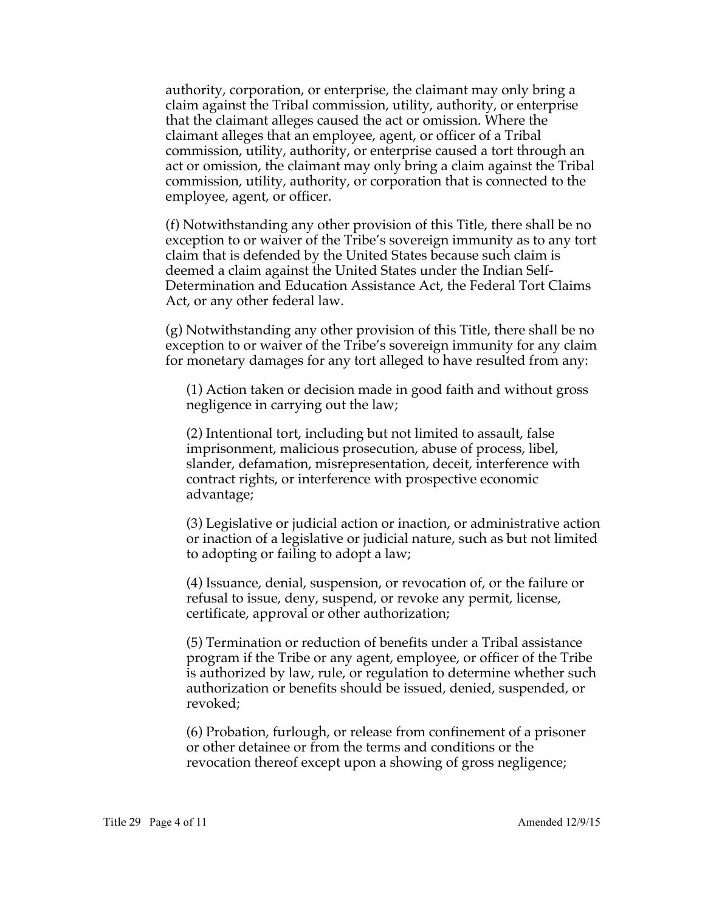authority, corporation, or enterprise, the claimant may only bring a claim against the Tribal commission, utility, authority, or enterprise that the claimant alleges caused the act or omission. Where the claimant alleges that an employee, agent, or officer of a Tribal commission, utility, authority, or enterprise caused a tort through an act or omission, the claimant may only bring a claim against the Tribal commission, utility, authority, or corporation that is connected to the employee, agent, or officer.

(f) Notwithstanding any other provision of this Title, there shall be no exception to or waiver of the Tribe's sovereign immunity as to any tort claim that is defended by the United States because such claim is deemed a claim against the United States under the Indian Self-Determination and Education Assistance Act, the Federal Tort Claims Act, or any other federal law.

(g) Notwithstanding any other provision of this Title, there shall be no exception to or waiver of the Tribe's sovereign immunity for any claim for monetary damages for any tort alleged to have resulted from any:

(1) Action taken or decision made in good faith and without gross negligence in carrying out the law;

(2) Intentional tort, including but not limited to assault, false imprisonment, malicious prosecution, abuse of process, libel, slander, defamation, misrepresentation, deceit, interference with contract rights, or interference with prospective economic advantage;

(3) Legislative or judicial action or inaction, or administrative action or inaction of a legislative or judicial nature, such as but not limited to adopting or failing to adopt a law;

(4) Issuance, denial, suspension, or revocation of, or the failure or refusal to issue, deny, suspend, or revoke any permit, license, certificate, approval or other authorization;

(5) Termination or reduction of benefits under a Tribal assistance program if the Tribe or any agent, employee, or officer of the Tribe is authorized by law, rule, or regulation to determine whether such authorization or benefits should be issued, denied, suspended, or revoked;

(6) Probation, furlough, or release from confinement of a prisoner or other detainee or from the terms and conditions or the revocation thereof except upon a showing of gross negligence;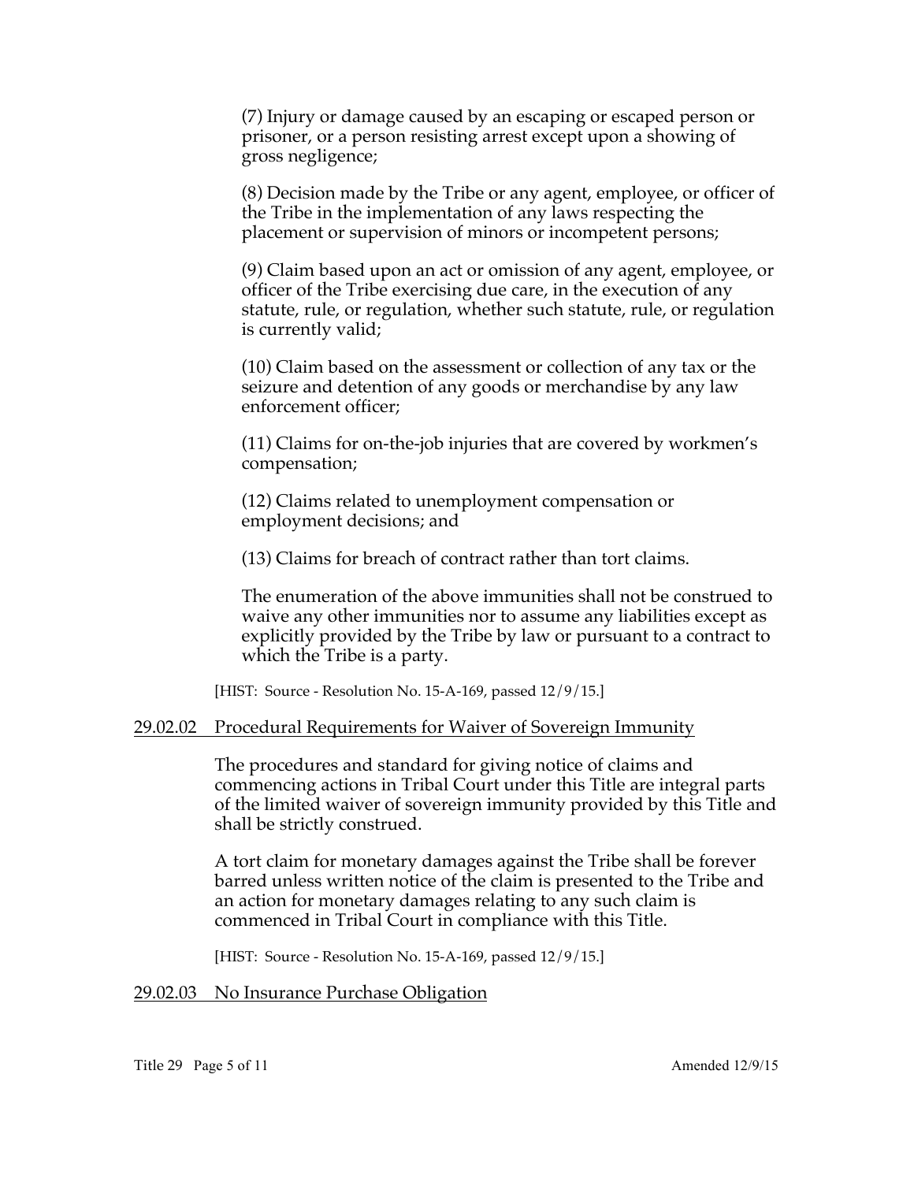(7) Injury or damage caused by an escaping or escaped person or prisoner, or a person resisting arrest except upon a showing of gross negligence;

(8) Decision made by the Tribe or any agent, employee, or officer of the Tribe in the implementation of any laws respecting the placement or supervision of minors or incompetent persons;

(9) Claim based upon an act or omission of any agent, employee, or officer of the Tribe exercising due care, in the execution of any statute, rule, or regulation, whether such statute, rule, or regulation is currently valid;

(10) Claim based on the assessment or collection of any tax or the seizure and detention of any goods or merchandise by any law enforcement officer;

(11) Claims for on-the-job injuries that are covered by workmen's compensation;

(12) Claims related to unemployment compensation or employment decisions; and

(13) Claims for breach of contract rather than tort claims.

The enumeration of the above immunities shall not be construed to waive any other immunities nor to assume any liabilities except as explicitly provided by the Tribe by law or pursuant to a contract to which the Tribe is a party.

[HIST: Source - Resolution No. 15-A-169, passed 12/9/15.]

## 29.02.02 Procedural Requirements for Waiver of Sovereign Immunity

The procedures and standard for giving notice of claims and commencing actions in Tribal Court under this Title are integral parts of the limited waiver of sovereign immunity provided by this Title and shall be strictly construed.

A tort claim for monetary damages against the Tribe shall be forever barred unless written notice of the claim is presented to the Tribe and an action for monetary damages relating to any such claim is commenced in Tribal Court in compliance with this Title.

[HIST: Source - Resolution No. 15-A-169, passed 12/9/15.]

## 29.02.03 No Insurance Purchase Obligation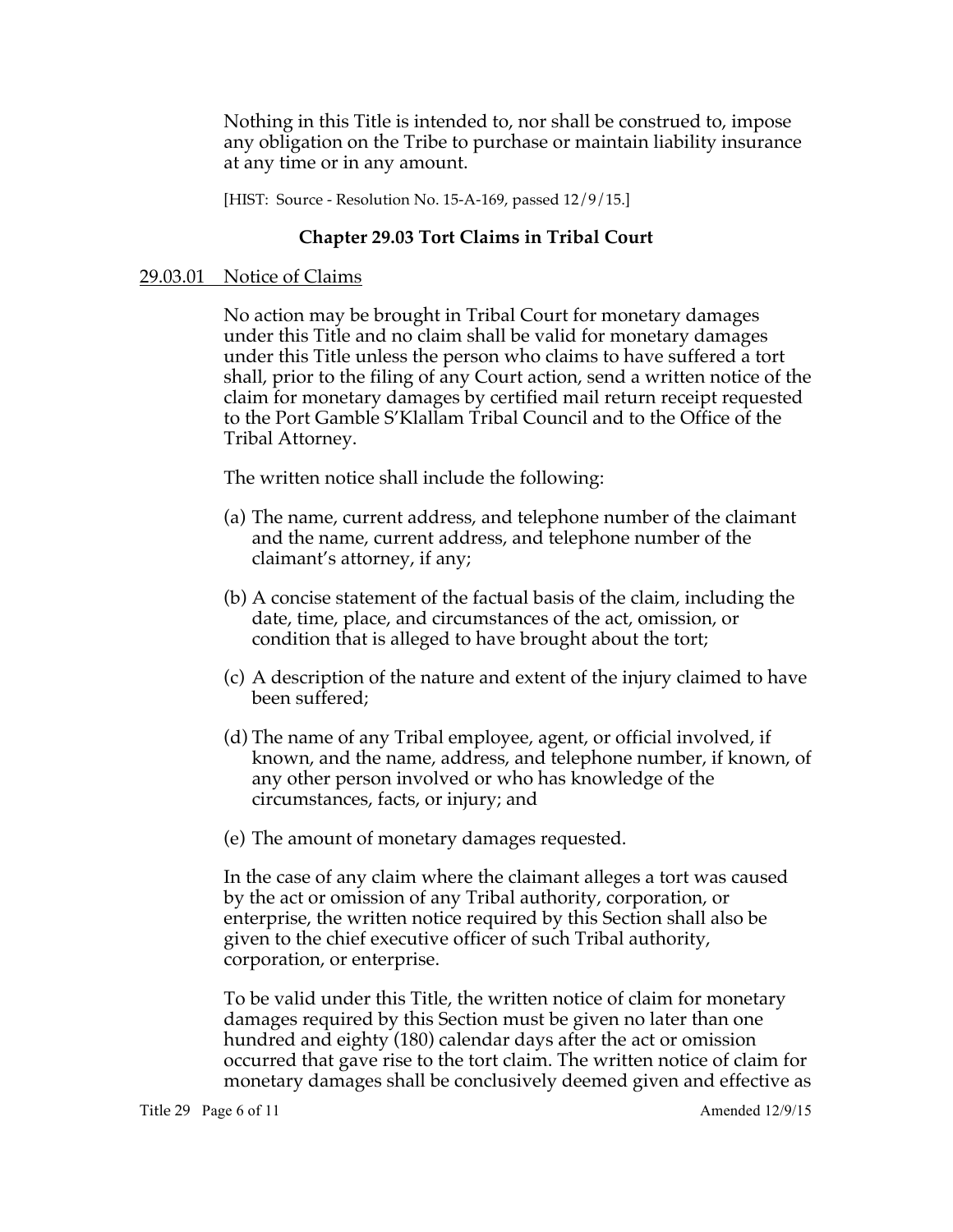Nothing in this Title is intended to, nor shall be construed to, impose any obligation on the Tribe to purchase or maintain liability insurance at any time or in any amount.

[HIST: Source - Resolution No. 15-A-169, passed 12/9/15.]

## Chapter 29.03 Tort Claims in Tribal Court

### 29.03.01 Notice of Claims

No action may be brought in Tribal Court for monetary damages under this Title and no claim shall be valid for monetary damages under this Title unless the person who claims to have suffered a tort shall, prior to the filing of any Court action, send a written notice of the claim for monetary damages by certified mail return receipt requested to the Port Gamble S'Klallam Tribal Council and to the Office of the Tribal Attorney.

The written notice shall include the following:

(a) The name, current address, and telephone number of the claimant and the name, current address, and telephone number of the claimant's attorney, if any;

(b) A concise statement of the factual basis of the claim, including the date, time, place, and circumstances of the act, omission, or condition that is alleged to have brought about the tort;

(c) A description of the nature and extent of the injury claimed to have been suffered;

(d) The name of any Tribal employee, agent, or official involved, if known, and the name, address, and telephone number, if known, of any other person involved or who has knowledge of the circumstances, facts, or injury; and

(e) The amount of monetary damages requested.

In the case of any claim where the claimant alleges a tort was caused by the act or omission of any Tribal authority, corporation, or enterprise, the written notice required by this Section shall also be given to the chief executive officer of such Tribal authority, corporation, or enterprise.

To be valid under this Title, the written notice of claim for monetary damages required by this Section must be given no later than one hundred and eighty (180) calendar days after the act or omission occurred that gave rise to the tort claim. The written notice of claim for monetary damages shall be conclusively deemed given and effective as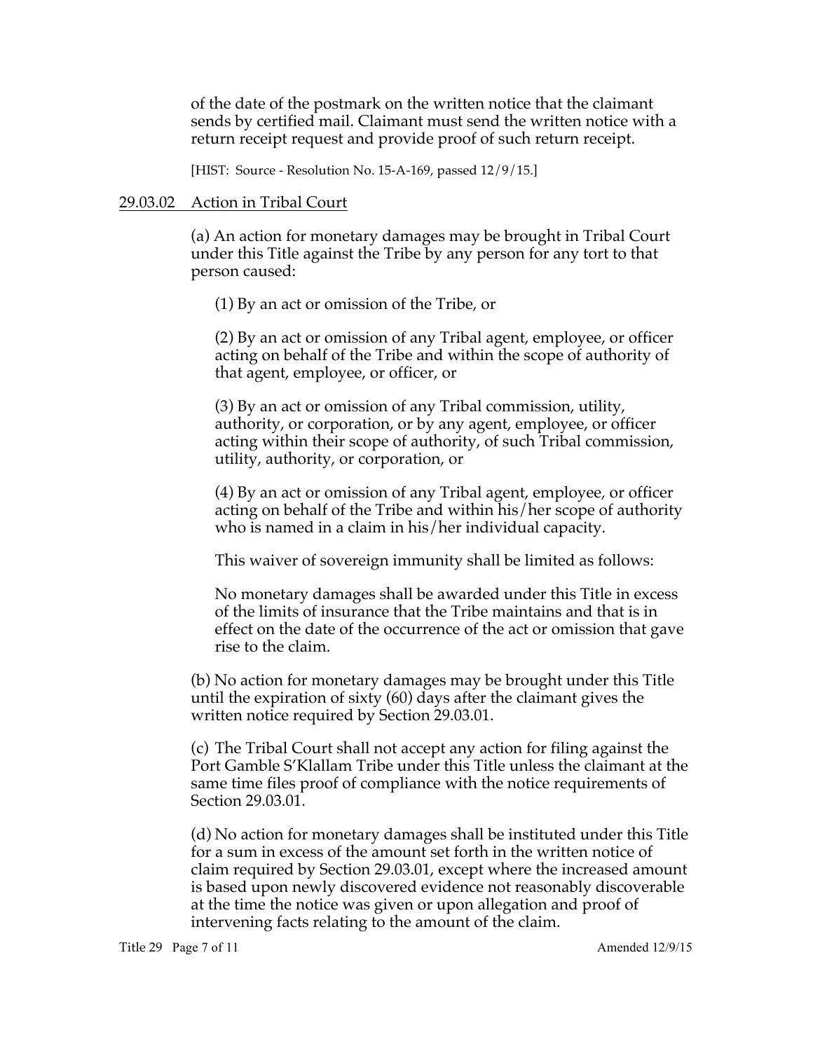of the date of the postmark on the written notice that the claimant sends by certified mail. Claimant must send the written notice with a return receipt request and provide proof of such return receipt.

[HIST: Source - Resolution No. 15-A-169, passed 12/9/15.]

<u>29.03.02 Action in Tribal Court</u>

(a) An action for monetary damages may be brought in Tribal Court under this Title against the Tribe by any person for any tort to that person caused:

(1) By an act or omission of the Tribe, or

(2) By an act or omission of any Tribal agent, employee, or officer acting on behalf of the Tribe and within the scope of authority of that agent, employee, or officer, or

(3) By an act or omission of any Tribal commission, utility, authority, or corporation, or by any agent, employee, or officer acting within their scope of authority, of such Tribal commission, utility, authority, or corporation, or

(4) By an act or omission of any Tribal agent, employee, or officer acting on behalf of the Tribe and within his/her scope of authority who is named in a claim in his/her individual capacity.

This waiver of sovereign immunity shall be limited as follows:

No monetary damages shall be awarded under this Title in excess of the limits of insurance that the Tribe maintains and that is in effect on the date of the occurrence of the act or omission that gave rise to the claim.

(b) No action for monetary damages may be brought under this Title until the expiration of sixty (60) days after the claimant gives the written notice required by Section 29.03.01.

(c) The Tribal Court shall not accept any action for filing against the Port Gamble S'Klallam Tribe under this Title unless the claimant at the same time files proof of compliance with the notice requirements of Section 29.03.01.

(d) No action for monetary damages shall be instituted under this Title for a sum in excess of the amount set forth in the written notice of claim required by Section 29.03.01, except where the increased amount is based upon newly discovered evidence not reasonably discoverable at the time the notice was given or upon allegation and proof of intervening facts relating to the amount of the claim.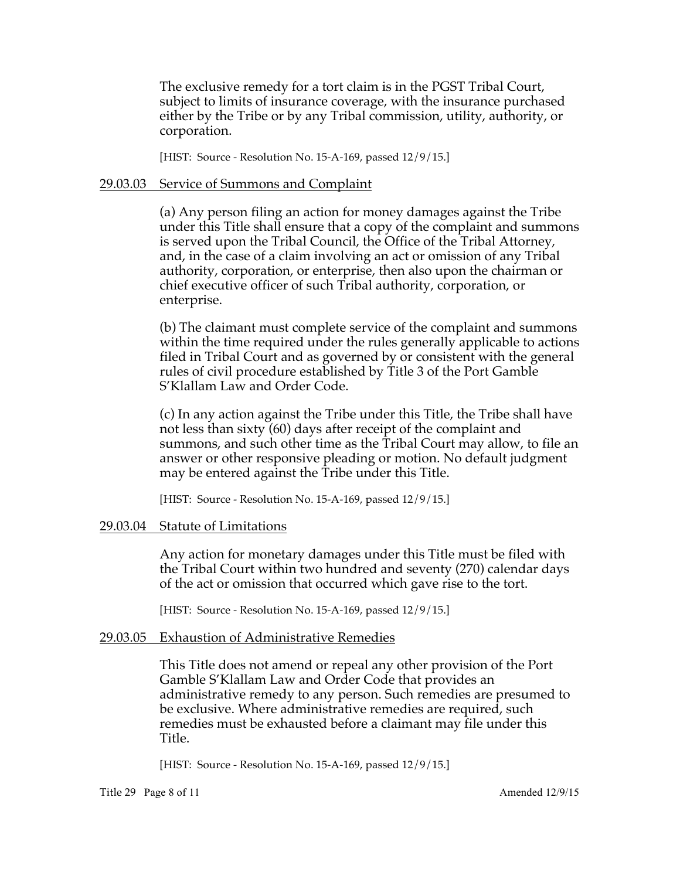The exclusive remedy for a tort claim is in the PGST Tribal Court, subject to limits of insurance coverage, with the insurance purchased either by the Tribe or by any Tribal commission, utility, authority, or corporation.

[HIST: Source - Resolution No. 15-A-169, passed 12/9/15.]

## 29.03.03 Service of Summons and Complaint

(a) Any person filing an action for money damages against the Tribe under this Title shall ensure that a copy of the complaint and summons is served upon the Tribal Council, the Office of the Tribal Attorney, and, in the case of a claim involving an act or omission of any Tribal authority, corporation, or enterprise, then also upon the chairman or chief executive officer of such Tribal authority, corporation, or enterprise.

(b) The claimant must complete service of the complaint and summons within the time required under the rules generally applicable to actions filed in Tribal Court and as governed by or consistent with the general rules of civil procedure established by Title 3 of the Port Gamble S'Klallam Law and Order Code.

(c) In any action against the Tribe under this Title, the Tribe shall have not less than sixty (60) days after receipt of the complaint and summons, and such other time as the Tribal Court may allow, to file an answer or other responsive pleading or motion. No default judgment may be entered against the Tribe under this Title.

[HIST: Source - Resolution No. 15-A-169, passed 12/9/15.]

## 29.03.04 Statute of Limitations

Any action for monetary damages under this Title must be filed with the Tribal Court within two hundred and seventy (270) calendar days of the act or omission that occurred which gave rise to the tort.

[HIST: Source - Resolution No. 15-A-169, passed 12/9/15.]

## 29.03.05 Exhaustion of Administrative Remedies

This Title does not amend or repeal any other provision of the Port Gamble S'Klallam Law and Order Code that provides an administrative remedy to any person. Such remedies are presumed to be exclusive. Where administrative remedies are required, such remedies must be exhausted before a claimant may file under this Title.

[HIST: Source - Resolution No. 15-A-169, passed 12/9/15.]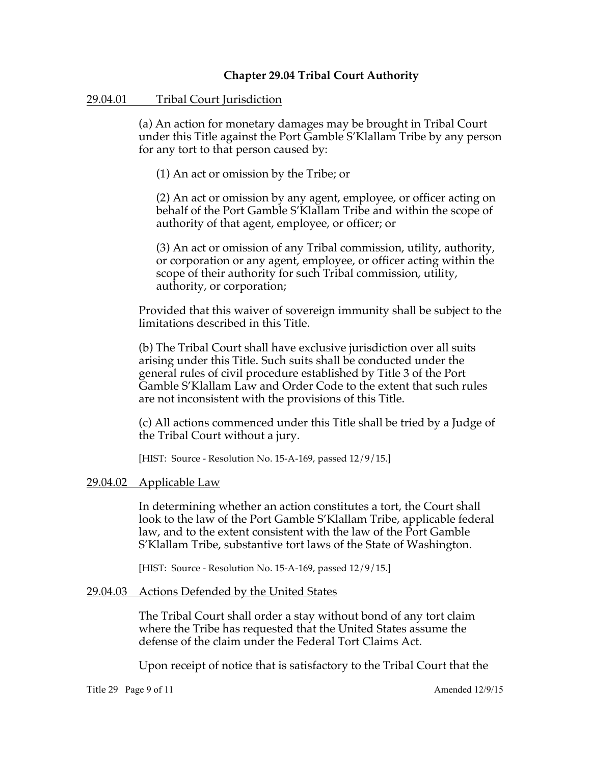## Chapter 29.04 Tribal Court Authority

### 29.04.01 Tribal Court Jurisdiction

(a) An action for monetary damages may be brought in Tribal Court under this Title against the Port Gamble S'Klallam Tribe by any person for any tort to that person caused by:

(1) An act or omission by the Tribe; or

(2) An act or omission by any agent, employee, or officer acting on behalf of the Port Gamble S'Klallam Tribe and within the scope of authority of that agent, employee, or officer; or

(3) An act or omission of any Tribal commission, utility, authority, or corporation or any agent, employee, or officer acting within the scope of their authority for such Tribal commission, utility, authority, or corporation;

Provided that this waiver of sovereign immunity shall be subject to the limitations described in this Title.

(b) The Tribal Court shall have exclusive jurisdiction over all suits arising under this Title. Such suits shall be conducted under the general rules of civil procedure established by Title 3 of the Port Gamble S'Klallam Law and Order Code to the extent that such rules are not inconsistent with the provisions of this Title.

(c) All actions commenced under this Title shall be tried by a Judge of the Tribal Court without a jury.

[HIST: Source - Resolution No. 15-A-169, passed 12/9/15.]

### 29.04.02 Applicable Law

In determining whether an action constitutes a tort, the Court shall look to the law of the Port Gamble S'Klallam Tribe, applicable federal law, and to the extent consistent with the law of the Port Gamble S'Klallam Tribe, substantive tort laws of the State of Washington.

[HIST: Source - Resolution No. 15-A-169, passed 12/9/15.]

### 29.04.03 Actions Defended by the United States

The Tribal Court shall order a stay without bond of any tort claim where the Tribe has requested that the United States assume the defense of the claim under the Federal Tort Claims Act.

Upon receipt of notice that is satisfactory to the Tribal Court that the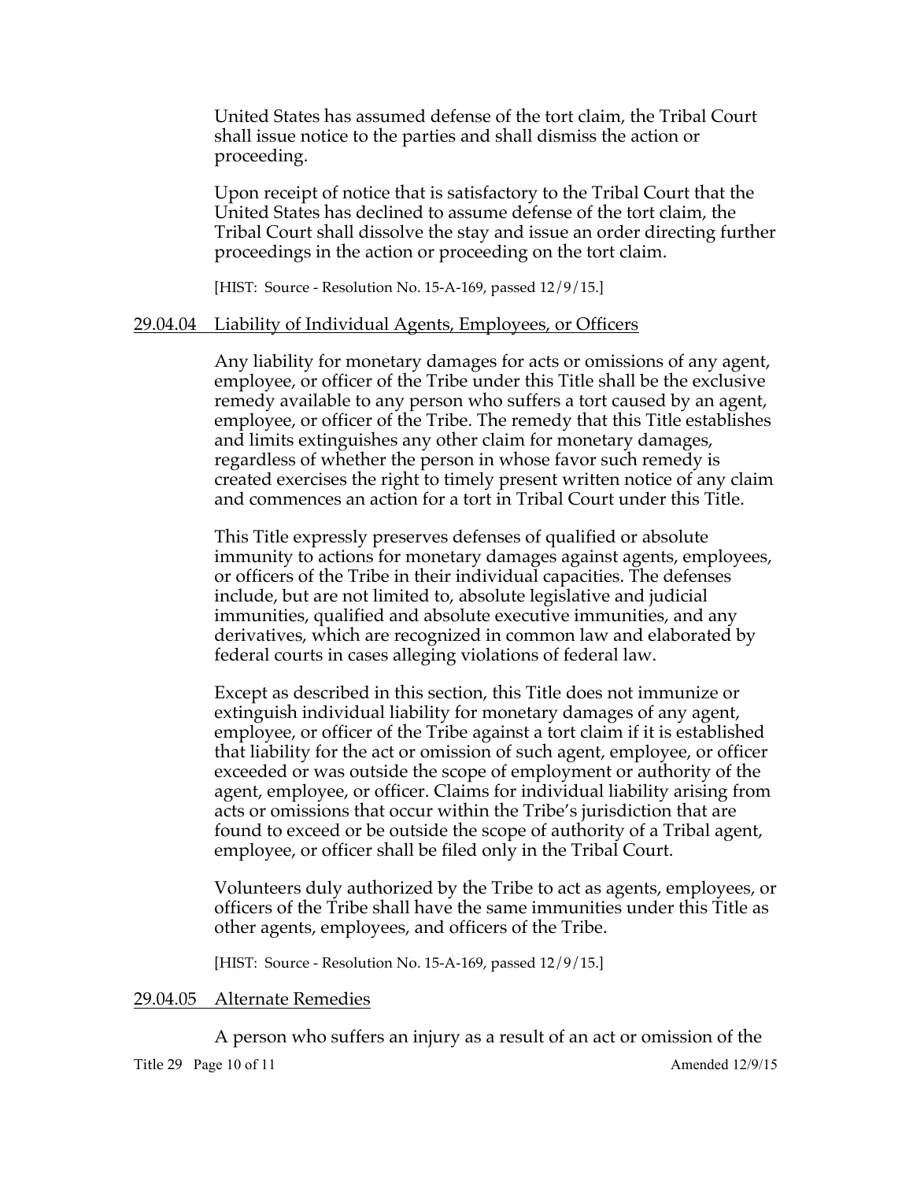United States has assumed defense of the tort claim, the Tribal Court shall issue notice to the parties and shall dismiss the action or proceeding.

Upon receipt of notice that is satisfactory to the Tribal Court that the United States has declined to assume defense of the tort claim, the Tribal Court shall dissolve the stay and issue an order directing further proceedings in the action or proceeding on the tort claim.

[HIST: Source - Resolution No. 15-A-169, passed 12/9/15.]

### 29.04.04 Liability of Individual Agents, Employees, or Officers

Any liability for monetary damages for acts or omissions of any agent, employee, or officer of the Tribe under this Title shall be the exclusive remedy available to any person who suffers a tort caused by an agent, employee, or officer of the Tribe. The remedy that this Title establishes and limits extinguishes any other claim for monetary damages, regardless of whether the person in whose favor such remedy is created exercises the right to timely present written notice of any claim and commences an action for a tort in Tribal Court under this Title.

This Title expressly preserves defenses of qualified or absolute immunity to actions for monetary damages against agents, employees, or officers of the Tribe in their individual capacities. The defenses include, but are not limited to, absolute legislative and judicial immunities, qualified and absolute executive immunities, and any derivatives, which are recognized in common law and elaborated by federal courts in cases alleging violations of federal law.

Except as described in this section, this Title does not immunize or extinguish individual liability for monetary damages of any agent, employee, or officer of the Tribe against a tort claim if it is established that liability for the act or omission of such agent, employee, or officer exceeded or was outside the scope of employment or authority of the agent, employee, or officer. Claims for individual liability arising from acts or omissions that occur within the Tribe's jurisdiction that are found to exceed or be outside the scope of authority of a Tribal agent, employee, or officer shall be filed only in the Tribal Court.

Volunteers duly authorized by the Tribe to act as agents, employees, or officers of the Tribe shall have the same immunities under this Title as other agents, employees, and officers of the Tribe.

[HIST: Source - Resolution No. 15-A-169, passed 12/9/15.]

### 29.04.05 Alternate Remedies

A person who suffers an injury as a result of an act or omission of the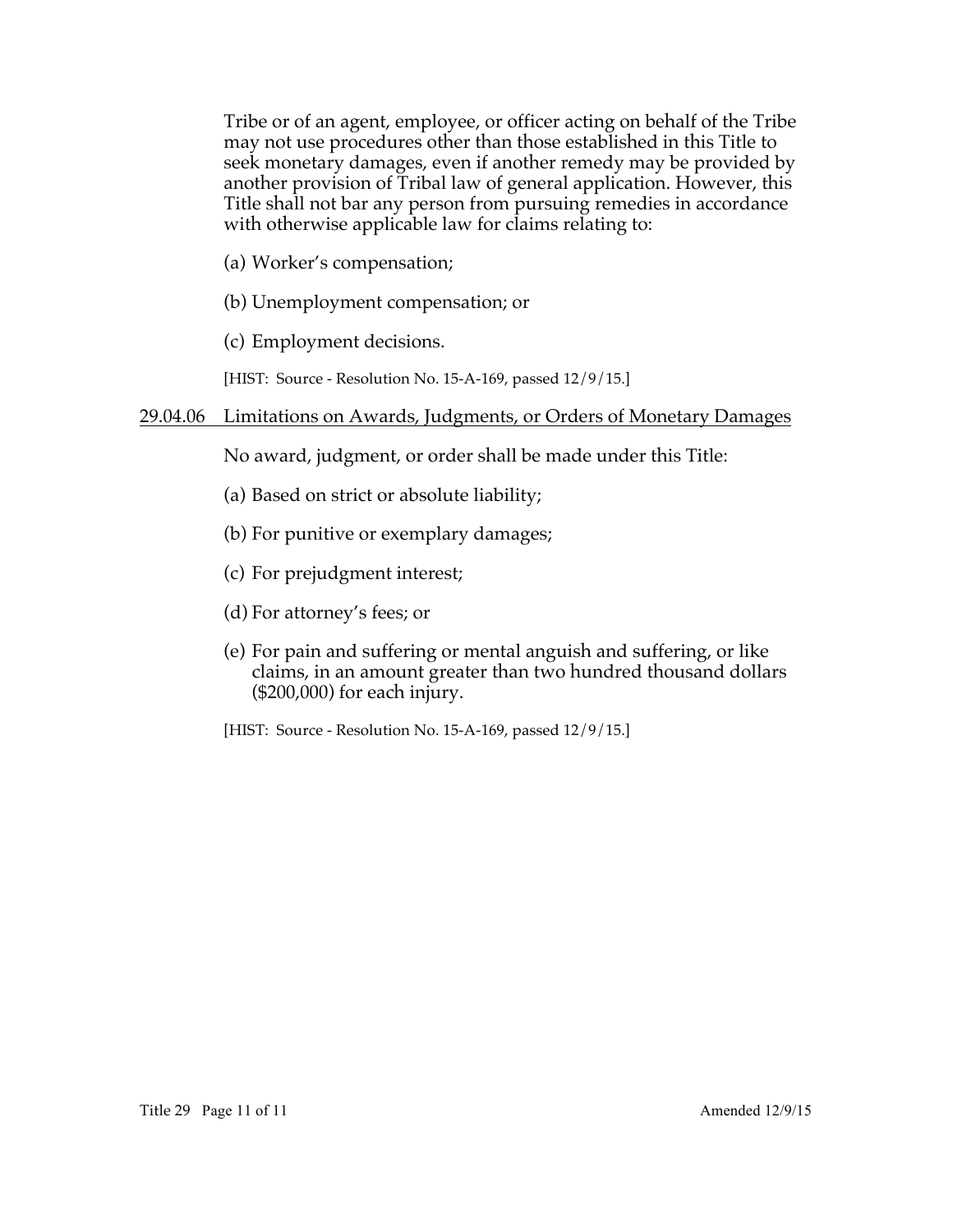Tribe or of an agent, employee, or officer acting on behalf of the Tribe may not use procedures other than those established in this Title to seek monetary damages, even if another remedy may be provided by another provision of Tribal law of general application. However, this Title shall not bar any person from pursuing remedies in accordance with otherwise applicable law for claims relating to:

(a) Worker's compensation;

(b) Unemployment compensation; or

(c) Employment decisions.

[HIST: Source - Resolution No. 15-A-169, passed 12/9/15.]

## 29.04.06 Limitations on Awards, Judgments, or Orders of Monetary Damages

No award, judgment, or order shall be made under this Title:

(a) Based on strict or absolute liability;

(b) For punitive or exemplary damages;

(c) For prejudgment interest;

(d) For attorney's fees; or

(e) For pain and suffering or mental anguish and suffering, or like claims, in an amount greater than two hundred thousand dollars ($200,000) for each injury.

[HIST: Source - Resolution No. 15-A-169, passed 12/9/15.]